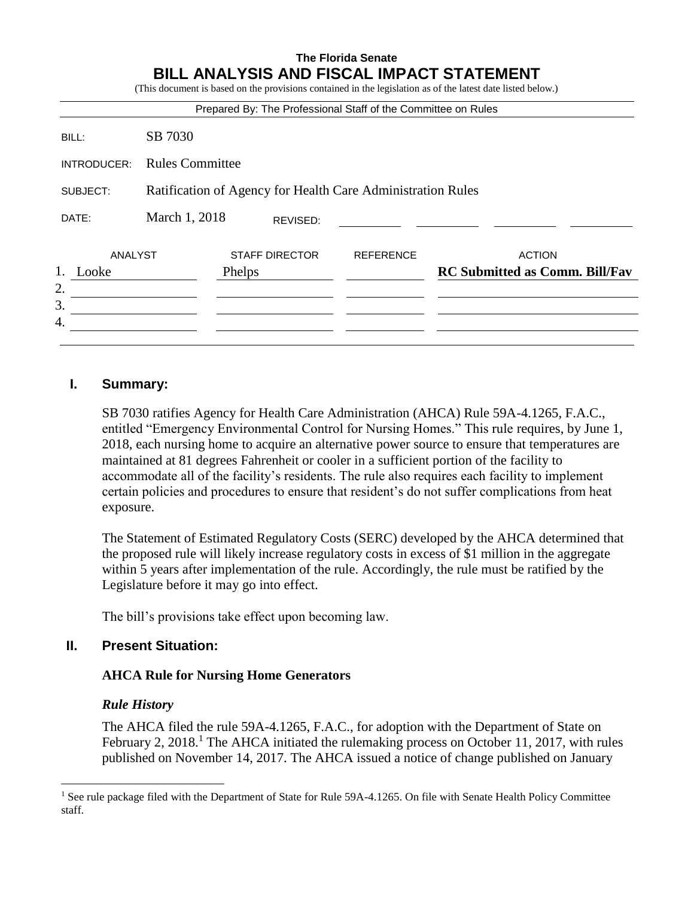**The Florida Senate**

# BILL ANALYSIS AND FISCAL IMPACT STATEMENT

(This document is based on the provisions contained in the legislation as of the latest date listed below.)

Prepared By: The Professional Staff of the Committee on Rules

| | |
|---|---|
| BILL: | SB 7030 |
| INTRODUCER: | Rules Committee |
| SUBJECT: | Ratification of Agency for Health Care Administration Rules |
| DATE: | March 1, 2018 REVISED: |

| ANALYST | STAFF DIRECTOR | REFERENCE | ACTION |
|---|---|---|---|
| 1. Looke | Phelps | | **RC Submitted as Comm. Bill/Fav** |
| 2. | | | |
| 3. | | | |
| 4. | | | |

## I. Summary:

SB 7030 ratifies Agency for Health Care Administration (AHCA) Rule 59A-4.1265, F.A.C., entitled "Emergency Environmental Control for Nursing Homes." This rule requires, by June 1, 2018, each nursing home to acquire an alternative power source to ensure that temperatures are maintained at 81 degrees Fahrenheit or cooler in a sufficient portion of the facility to accommodate all of the facility's residents. The rule also requires each facility to implement certain policies and procedures to ensure that resident's do not suffer complications from heat exposure.

The Statement of Estimated Regulatory Costs (SERC) developed by the AHCA determined that the proposed rule will likely increase regulatory costs in excess of $1 million in the aggregate within 5 years after implementation of the rule. Accordingly, the rule must be ratified by the Legislature before it may go into effect.

The bill's provisions take effect upon becoming law.

## II. Present Situation:

### AHCA Rule for Nursing Home Generators

#### *Rule History*

The AHCA filed the rule 59A-4.1265, F.A.C., for adoption with the Department of State on February 2, 2018.[1] The AHCA initiated the rulemaking process on October 11, 2017, with rules published on November 14, 2017. The AHCA issued a notice of change published on January

[1] See rule package filed with the Department of State for Rule 59A-4.1265. On file with Senate Health Policy Committee staff.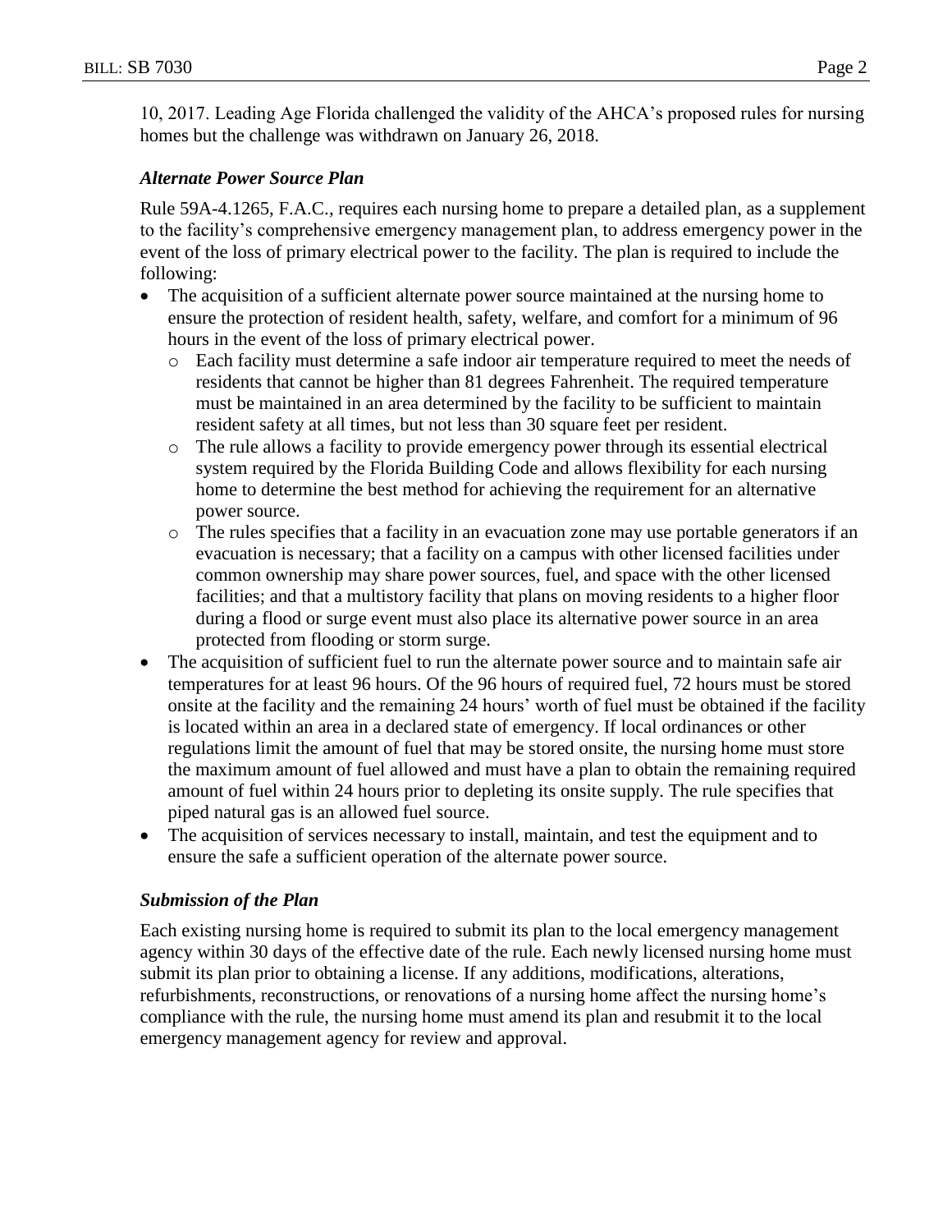10, 2017. Leading Age Florida challenged the validity of the AHCA's proposed rules for nursing homes but the challenge was withdrawn on January 26, 2018.

### *Alternate Power Source Plan*

Rule 59A-4.1265, F.A.C., requires each nursing home to prepare a detailed plan, as a supplement to the facility's comprehensive emergency management plan, to address emergency power in the event of the loss of primary electrical power to the facility. The plan is required to include the following:

- The acquisition of a sufficient alternate power source maintained at the nursing home to ensure the protection of resident health, safety, welfare, and comfort for a minimum of 96 hours in the event of the loss of primary electrical power.
  - Each facility must determine a safe indoor air temperature required to meet the needs of residents that cannot be higher than 81 degrees Fahrenheit. The required temperature must be maintained in an area determined by the facility to be sufficient to maintain resident safety at all times, but not less than 30 square feet per resident.
  - The rule allows a facility to provide emergency power through its essential electrical system required by the Florida Building Code and allows flexibility for each nursing home to determine the best method for achieving the requirement for an alternative power source.
  - The rules specifies that a facility in an evacuation zone may use portable generators if an evacuation is necessary; that a facility on a campus with other licensed facilities under common ownership may share power sources, fuel, and space with the other licensed facilities; and that a multistory facility that plans on moving residents to a higher floor during a flood or surge event must also place its alternative power source in an area protected from flooding or storm surge.
- The acquisition of sufficient fuel to run the alternate power source and to maintain safe air temperatures for at least 96 hours. Of the 96 hours of required fuel, 72 hours must be stored onsite at the facility and the remaining 24 hours' worth of fuel must be obtained if the facility is located within an area in a declared state of emergency. If local ordinances or other regulations limit the amount of fuel that may be stored onsite, the nursing home must store the maximum amount of fuel allowed and must have a plan to obtain the remaining required amount of fuel within 24 hours prior to depleting its onsite supply. The rule specifies that piped natural gas is an allowed fuel source.
- The acquisition of services necessary to install, maintain, and test the equipment and to ensure the safe a sufficient operation of the alternate power source.

### *Submission of the Plan*

Each existing nursing home is required to submit its plan to the local emergency management agency within 30 days of the effective date of the rule. Each newly licensed nursing home must submit its plan prior to obtaining a license. If any additions, modifications, alterations, refurbishments, reconstructions, or renovations of a nursing home affect the nursing home's compliance with the rule, the nursing home must amend its plan and resubmit it to the local emergency management agency for review and approval.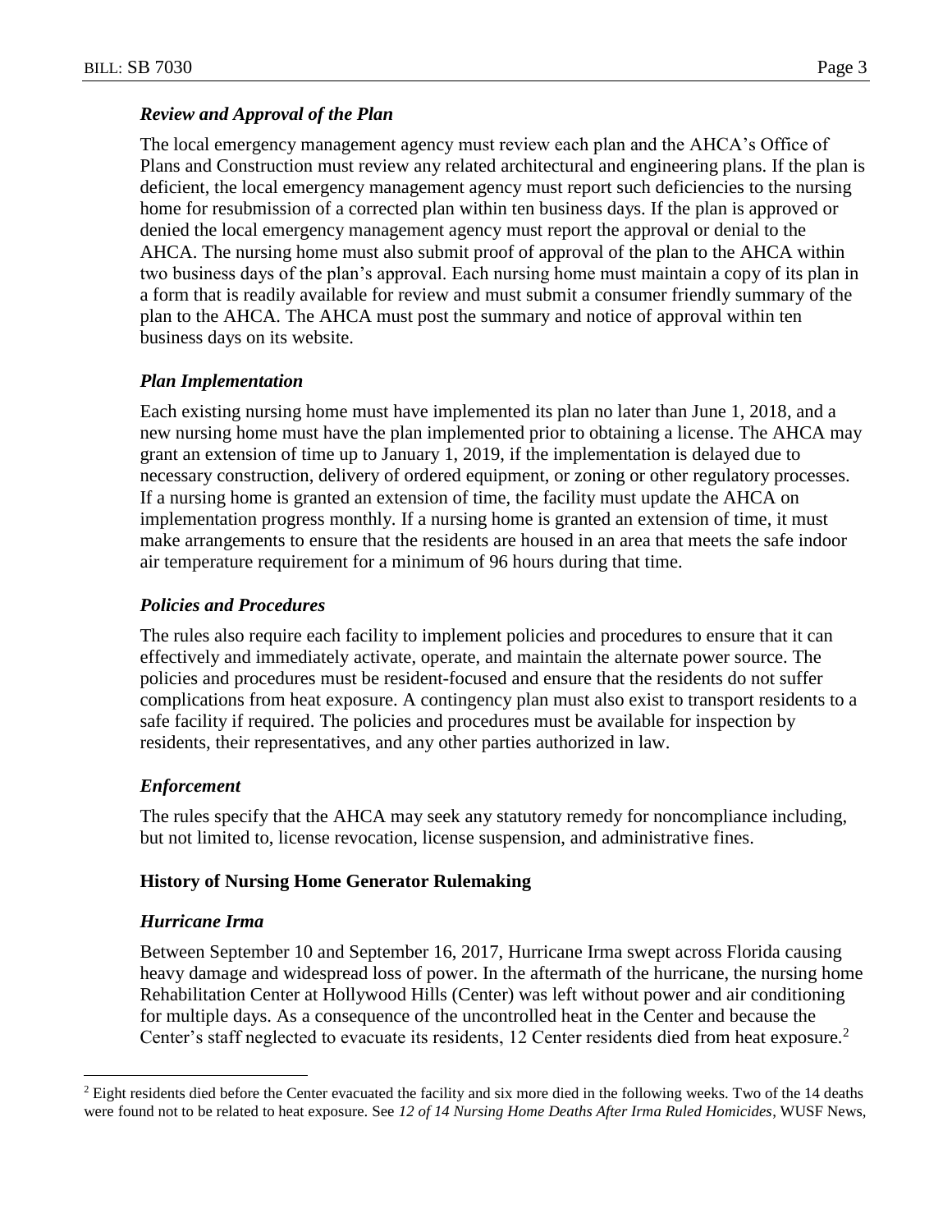### *Review and Approval of the Plan*

The local emergency management agency must review each plan and the AHCA's Office of Plans and Construction must review any related architectural and engineering plans. If the plan is deficient, the local emergency management agency must report such deficiencies to the nursing home for resubmission of a corrected plan within ten business days. If the plan is approved or denied the local emergency management agency must report the approval or denial to the AHCA. The nursing home must also submit proof of approval of the plan to the AHCA within two business days of the plan's approval. Each nursing home must maintain a copy of its plan in a form that is readily available for review and must submit a consumer friendly summary of the plan to the AHCA. The AHCA must post the summary and notice of approval within ten business days on its website.

### *Plan Implementation*

Each existing nursing home must have implemented its plan no later than June 1, 2018, and a new nursing home must have the plan implemented prior to obtaining a license. The AHCA may grant an extension of time up to January 1, 2019, if the implementation is delayed due to necessary construction, delivery of ordered equipment, or zoning or other regulatory processes. If a nursing home is granted an extension of time, the facility must update the AHCA on implementation progress monthly. If a nursing home is granted an extension of time, it must make arrangements to ensure that the residents are housed in an area that meets the safe indoor air temperature requirement for a minimum of 96 hours during that time.

### *Policies and Procedures*

The rules also require each facility to implement policies and procedures to ensure that it can effectively and immediately activate, operate, and maintain the alternate power source. The policies and procedures must be resident-focused and ensure that the residents do not suffer complications from heat exposure. A contingency plan must also exist to transport residents to a safe facility if required. The policies and procedures must be available for inspection by residents, their representatives, and any other parties authorized in law.

### *Enforcement*

The rules specify that the AHCA may seek any statutory remedy for noncompliance including, but not limited to, license revocation, license suspension, and administrative fines.

## History of Nursing Home Generator Rulemaking

### *Hurricane Irma*

Between September 10 and September 16, 2017, Hurricane Irma swept across Florida causing heavy damage and widespread loss of power. In the aftermath of the hurricane, the nursing home Rehabilitation Center at Hollywood Hills (Center) was left without power and air conditioning for multiple days. As a consequence of the uncontrolled heat in the Center and because the Center's staff neglected to evacuate its residents, 12 Center residents died from heat exposure.[2]

---

[2] Eight residents died before the Center evacuated the facility and six more died in the following weeks. Two of the 14 deaths were found not to be related to heat exposure. See *12 of 14 Nursing Home Deaths After Irma Ruled Homicides*, WUSF News,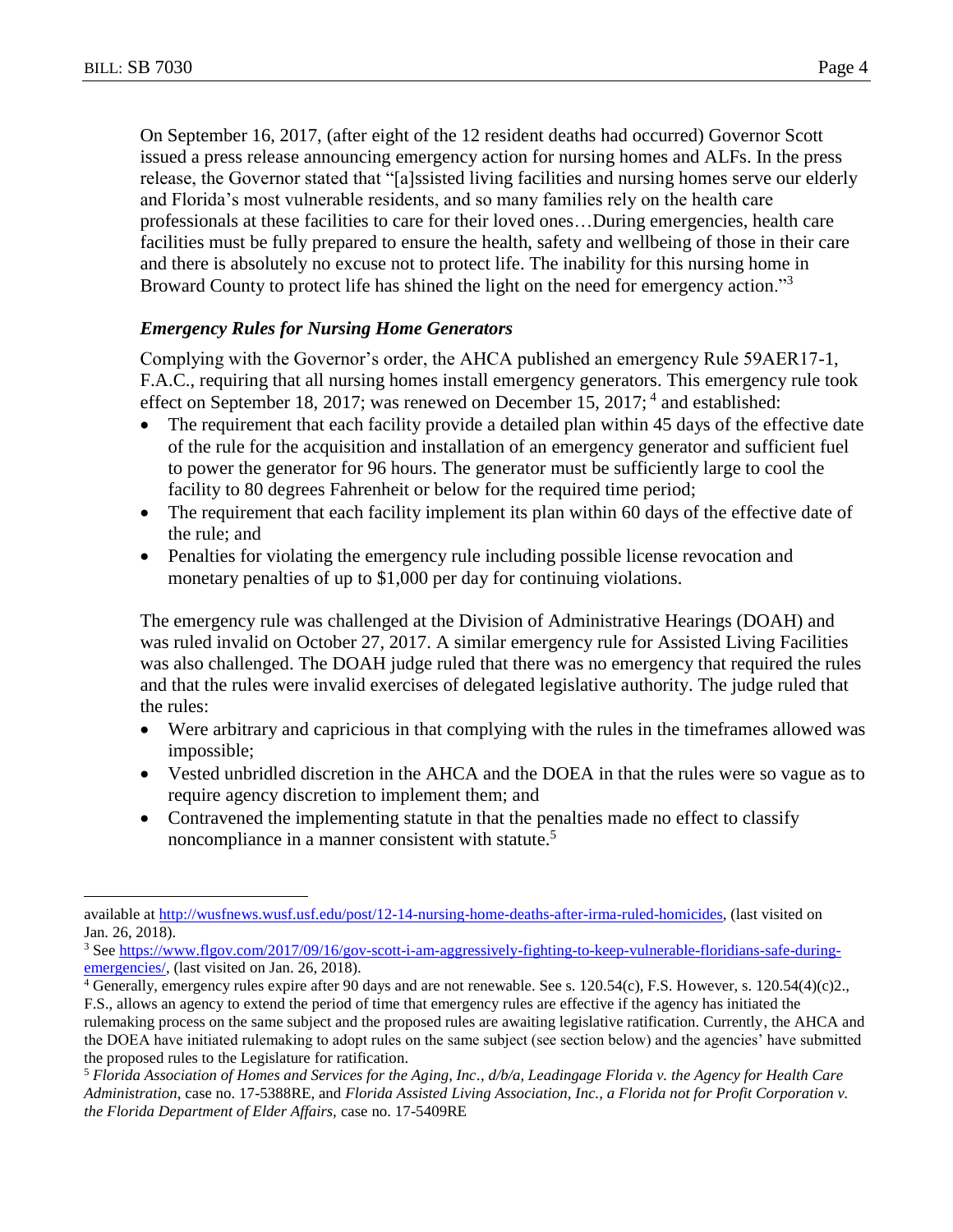On September 16, 2017, (after eight of the 12 resident deaths had occurred) Governor Scott issued a press release announcing emergency action for nursing homes and ALFs. In the press release, the Governor stated that "[a]ssisted living facilities and nursing homes serve our elderly and Florida's most vulnerable residents, and so many families rely on the health care professionals at these facilities to care for their loved ones…During emergencies, health care facilities must be fully prepared to ensure the health, safety and wellbeing of those in their care and there is absolutely no excuse not to protect life. The inability for this nursing home in Broward County to protect life has shined the light on the need for emergency action."[3]

### *Emergency Rules for Nursing Home Generators*

Complying with the Governor's order, the AHCA published an emergency Rule 59AER17-1, F.A.C., requiring that all nursing homes install emergency generators. This emergency rule took effect on September 18, 2017; was renewed on December 15, 2017; [4] and established:

- The requirement that each facility provide a detailed plan within 45 days of the effective date of the rule for the acquisition and installation of an emergency generator and sufficient fuel to power the generator for 96 hours. The generator must be sufficiently large to cool the facility to 80 degrees Fahrenheit or below for the required time period;
- The requirement that each facility implement its plan within 60 days of the effective date of the rule; and
- Penalties for violating the emergency rule including possible license revocation and monetary penalties of up to $1,000 per day for continuing violations.

The emergency rule was challenged at the Division of Administrative Hearings (DOAH) and was ruled invalid on October 27, 2017. A similar emergency rule for Assisted Living Facilities was also challenged. The DOAH judge ruled that there was no emergency that required the rules and that the rules were invalid exercises of delegated legislative authority. The judge ruled that the rules:

- Were arbitrary and capricious in that complying with the rules in the timeframes allowed was impossible;
- Vested unbridled discretion in the AHCA and the DOEA in that the rules were so vague as to require agency discretion to implement them; and
- Contravened the implementing statute in that the penalties made no effect to classify noncompliance in a manner consistent with statute.[5]

---

available at http://wusfnews.wusf.usf.edu/post/12-14-nursing-home-deaths-after-irma-ruled-homicides, (last visited on Jan. 26, 2018).

[3] See https://www.flgov.com/2017/09/16/gov-scott-i-am-aggressively-fighting-to-keep-vulnerable-floridians-safe-during-emergencies/, (last visited on Jan. 26, 2018).

[4] Generally, emergency rules expire after 90 days and are not renewable. See s. 120.54(c), F.S. However, s. 120.54(4)(c)2., F.S., allows an agency to extend the period of time that emergency rules are effective if the agency has initiated the rulemaking process on the same subject and the proposed rules are awaiting legislative ratification. Currently, the AHCA and the DOEA have initiated rulemaking to adopt rules on the same subject (see section below) and the agencies' have submitted the proposed rules to the Legislature for ratification.

[5] *Florida Association of Homes and Services for the Aging, Inc., d/b/a, Leadingage Florida v. the Agency for Health Care Administration*, case no. 17-5388RE, and *Florida Assisted Living Association, Inc., a Florida not for Profit Corporation v. the Florida Department of Elder Affairs,* case no. 17-5409RE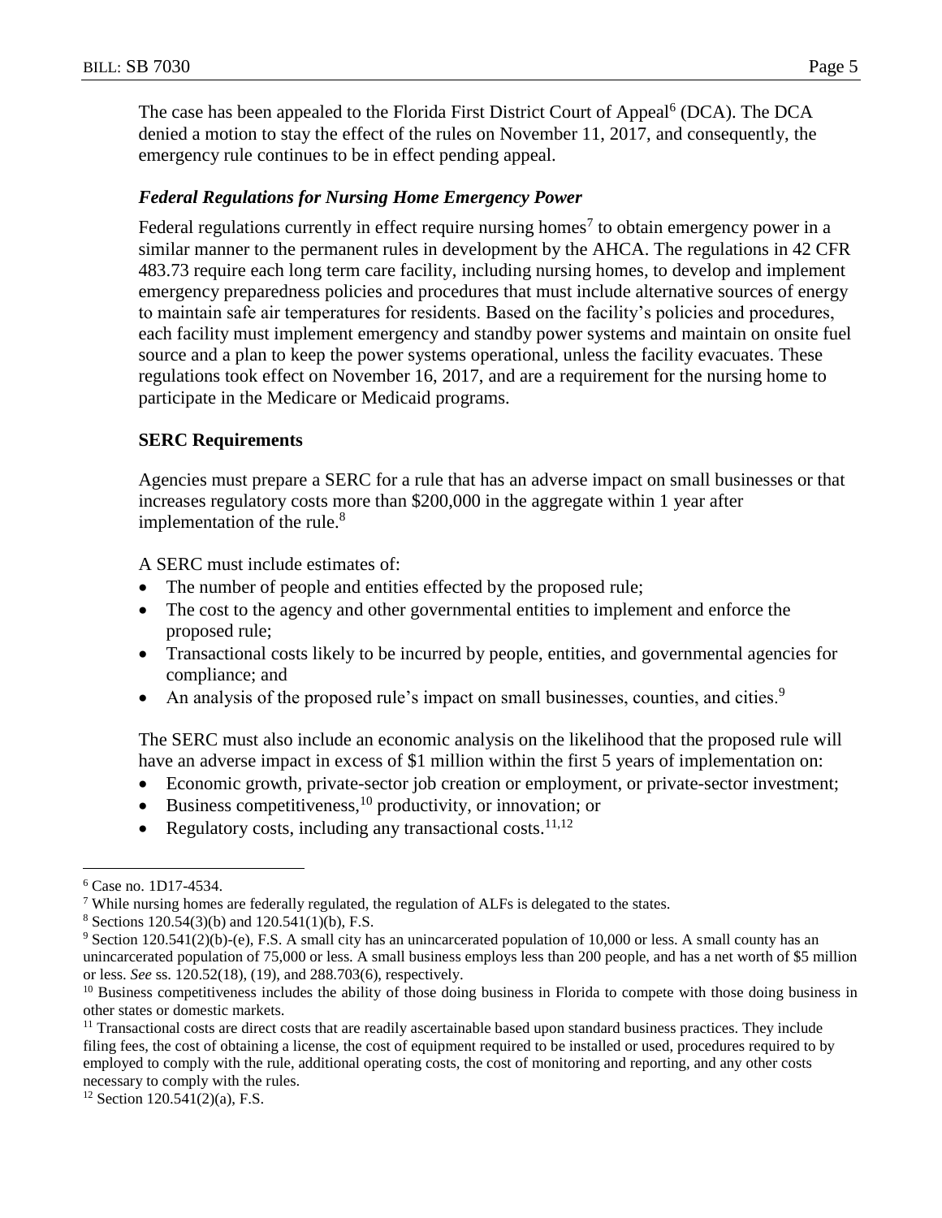The case has been appealed to the Florida First District Court of Appeal[6] (DCA). The DCA denied a motion to stay the effect of the rules on November 11, 2017, and consequently, the emergency rule continues to be in effect pending appeal.

### *Federal Regulations for Nursing Home Emergency Power*

Federal regulations currently in effect require nursing homes[7] to obtain emergency power in a similar manner to the permanent rules in development by the AHCA. The regulations in 42 CFR 483.73 require each long term care facility, including nursing homes, to develop and implement emergency preparedness policies and procedures that must include alternative sources of energy to maintain safe air temperatures for residents. Based on the facility's policies and procedures, each facility must implement emergency and standby power systems and maintain on onsite fuel source and a plan to keep the power systems operational, unless the facility evacuates. These regulations took effect on November 16, 2017, and are a requirement for the nursing home to participate in the Medicare or Medicaid programs.

### SERC Requirements

Agencies must prepare a SERC for a rule that has an adverse impact on small businesses or that increases regulatory costs more than $200,000 in the aggregate within 1 year after implementation of the rule.[8]

A SERC must include estimates of:

- The number of people and entities effected by the proposed rule;
- The cost to the agency and other governmental entities to implement and enforce the proposed rule;
- Transactional costs likely to be incurred by people, entities, and governmental agencies for compliance; and
- An analysis of the proposed rule's impact on small businesses, counties, and cities.[9]

The SERC must also include an economic analysis on the likelihood that the proposed rule will have an adverse impact in excess of $1 million within the first 5 years of implementation on:

- Economic growth, private-sector job creation or employment, or private-sector investment;
- Business competitiveness,[10] productivity, or innovation; or
- Regulatory costs, including any transactional costs.[11,12]

---

[6] Case no. 1D17-4534.

[7] While nursing homes are federally regulated, the regulation of ALFs is delegated to the states.

[8] Sections 120.54(3)(b) and 120.541(1)(b), F.S.

[9] Section 120.541(2)(b)-(e), F.S. A small city has an unincarcerated population of 10,000 or less. A small county has an unincarcerated population of 75,000 or less. A small business employs less than 200 people, and has a net worth of $5 million or less. *See* ss. 120.52(18), (19), and 288.703(6), respectively.

[10] Business competitiveness includes the ability of those doing business in Florida to compete with those doing business in other states or domestic markets.

[11] Transactional costs are direct costs that are readily ascertainable based upon standard business practices. They include filing fees, the cost of obtaining a license, the cost of equipment required to be installed or used, procedures required to by employed to comply with the rule, additional operating costs, the cost of monitoring and reporting, and any other costs necessary to comply with the rules.

[12] Section 120.541(2)(a), F.S.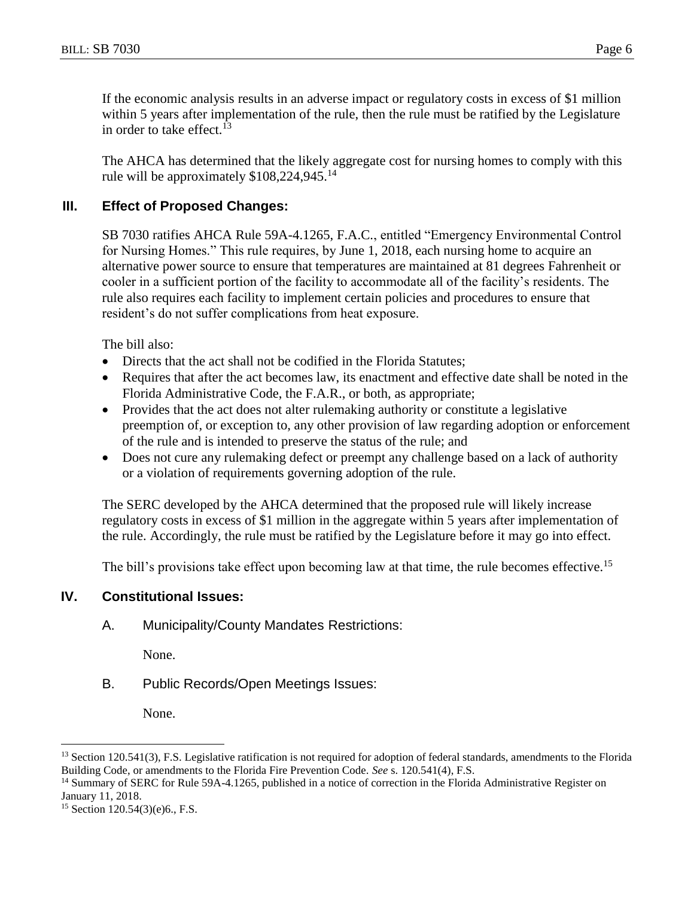If the economic analysis results in an adverse impact or regulatory costs in excess of $1 million within 5 years after implementation of the rule, then the rule must be ratified by the Legislature in order to take effect.[13]

The AHCA has determined that the likely aggregate cost for nursing homes to comply with this rule will be approximately $108,224,945.[14]

## III. Effect of Proposed Changes:

SB 7030 ratifies AHCA Rule 59A-4.1265, F.A.C., entitled "Emergency Environmental Control for Nursing Homes." This rule requires, by June 1, 2018, each nursing home to acquire an alternative power source to ensure that temperatures are maintained at 81 degrees Fahrenheit or cooler in a sufficient portion of the facility to accommodate all of the facility's residents. The rule also requires each facility to implement certain policies and procedures to ensure that resident's do not suffer complications from heat exposure.

The bill also:

- Directs that the act shall not be codified in the Florida Statutes;
- Requires that after the act becomes law, its enactment and effective date shall be noted in the Florida Administrative Code, the F.A.R., or both, as appropriate;
- Provides that the act does not alter rulemaking authority or constitute a legislative preemption of, or exception to, any other provision of law regarding adoption or enforcement of the rule and is intended to preserve the status of the rule; and
- Does not cure any rulemaking defect or preempt any challenge based on a lack of authority or a violation of requirements governing adoption of the rule.

The SERC developed by the AHCA determined that the proposed rule will likely increase regulatory costs in excess of $1 million in the aggregate within 5 years after implementation of the rule. Accordingly, the rule must be ratified by the Legislature before it may go into effect.

The bill's provisions take effect upon becoming law at that time, the rule becomes effective.[15]

## IV. Constitutional Issues:

### A. Municipality/County Mandates Restrictions:

None.

### B. Public Records/Open Meetings Issues:

None.

---

[13] Section 120.541(3), F.S. Legislative ratification is not required for adoption of federal standards, amendments to the Florida Building Code, or amendments to the Florida Fire Prevention Code. *See* s. 120.541(4), F.S.

[14] Summary of SERC for Rule 59A-4.1265, published in a notice of correction in the Florida Administrative Register on January 11, 2018.

[15] Section 120.54(3)(e)6., F.S.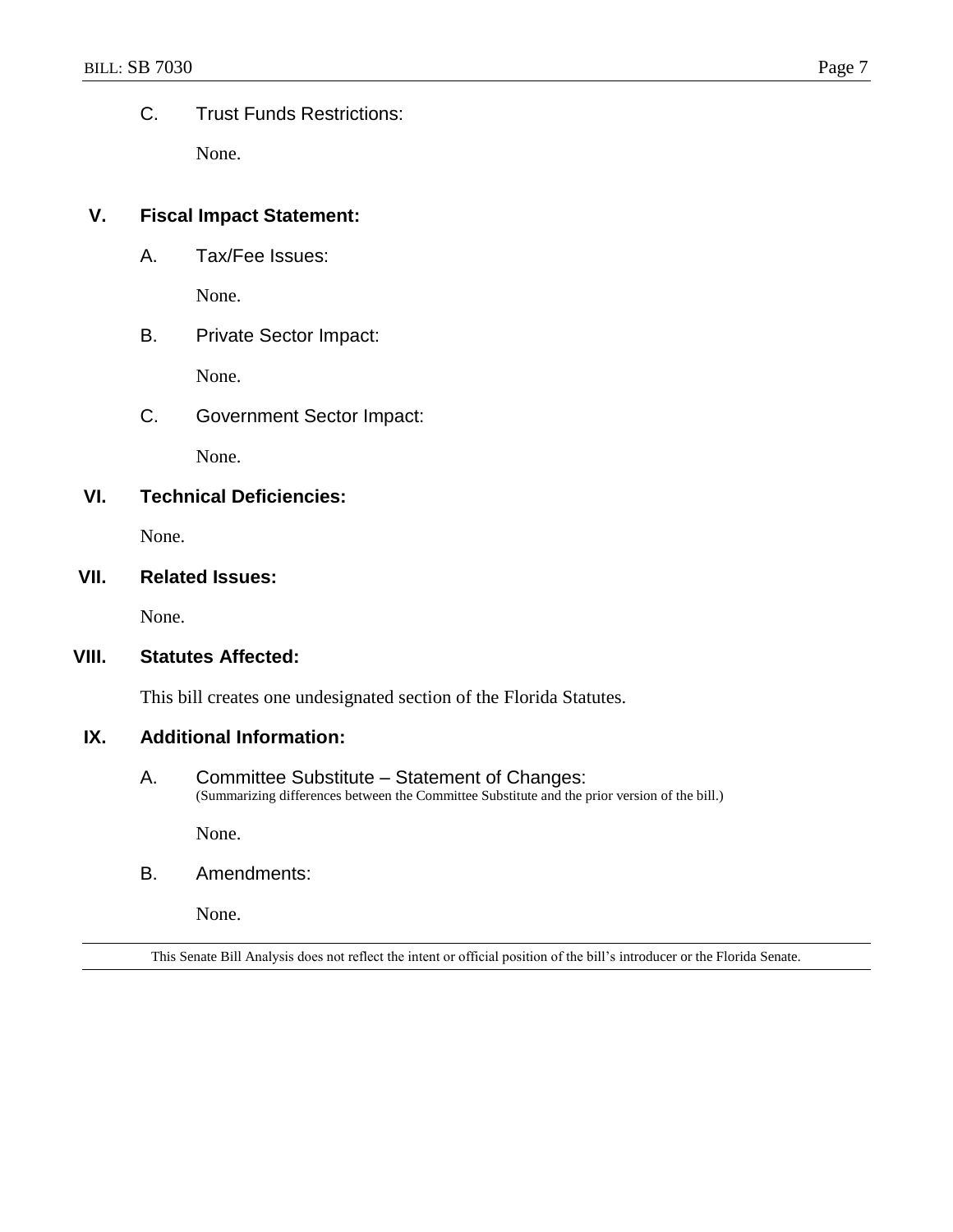C. Trust Funds Restrictions:

None.

## V. Fiscal Impact Statement:

A. Tax/Fee Issues:

None.

B. Private Sector Impact:

None.

C. Government Sector Impact:

None.

## VI. Technical Deficiencies:

None.

## VII. Related Issues:

None.

## VIII. Statutes Affected:

This bill creates one undesignated section of the Florida Statutes.

## IX. Additional Information:

A. Committee Substitute – Statement of Changes:
(Summarizing differences between the Committee Substitute and the prior version of the bill.)

None.

B. Amendments:

None.

This Senate Bill Analysis does not reflect the intent or official position of the bill's introducer or the Florida Senate.